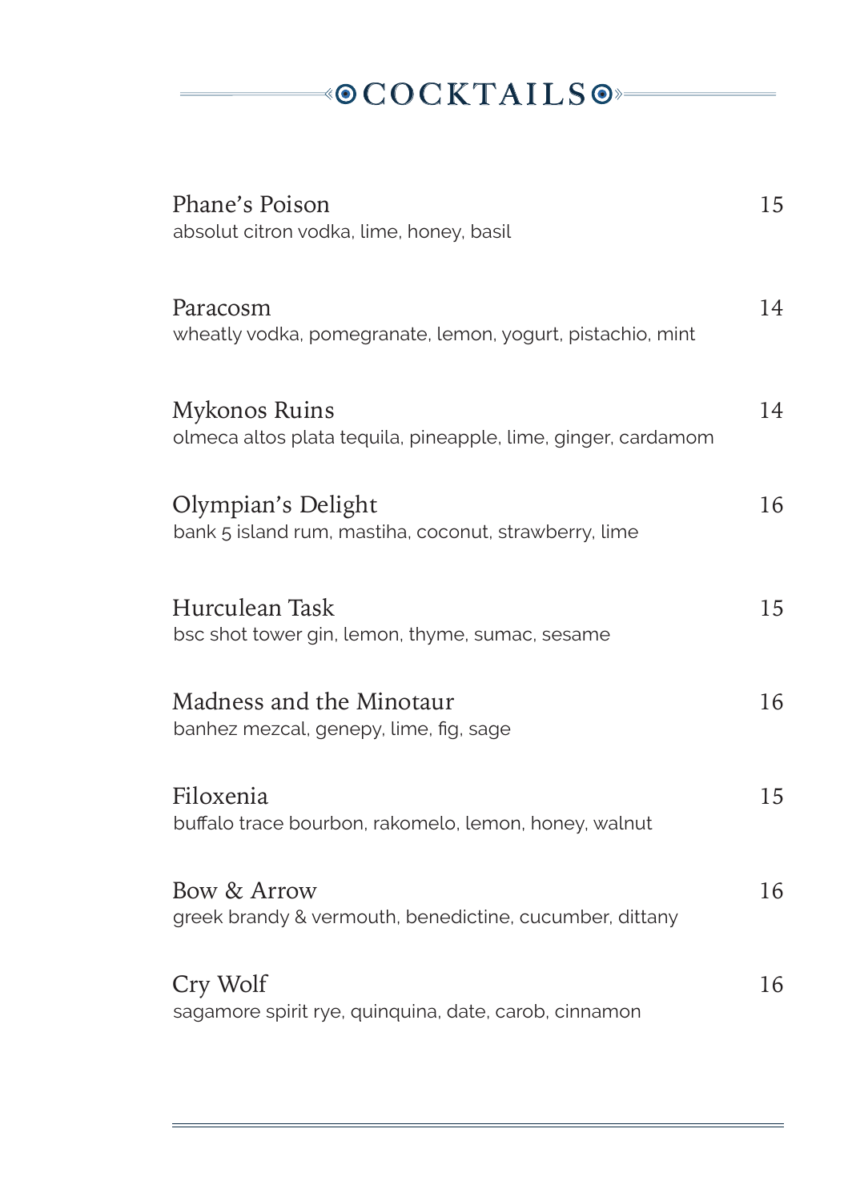# COCKTAILS

**Phane's Poison** 15
absolut citron vodka, lime, honey, basil

**Paracosm** 14
wheatly vodka, pomegranate, lemon, yogurt, pistachio, mint

**Mykonos Ruins** 14
olmeca altos plata tequila, pineapple, lime, ginger, cardamom

**Olympian's Delight** 16
bank 5 island rum, mastiha, coconut, strawberry, lime

**Hurculean Task** 15
bsc shot tower gin, lemon, thyme, sumac, sesame

**Madness and the Minotaur** 16
banhez mezcal, genepy, lime, fig, sage

**Filoxenia** 15
buffalo trace bourbon, rakomelo, lemon, honey, walnut

**Bow & Arrow** 16
greek brandy & vermouth, benedictine, cucumber, dittany

**Cry Wolf** 16
sagamore spirit rye, quinquina, date, carob, cinnamon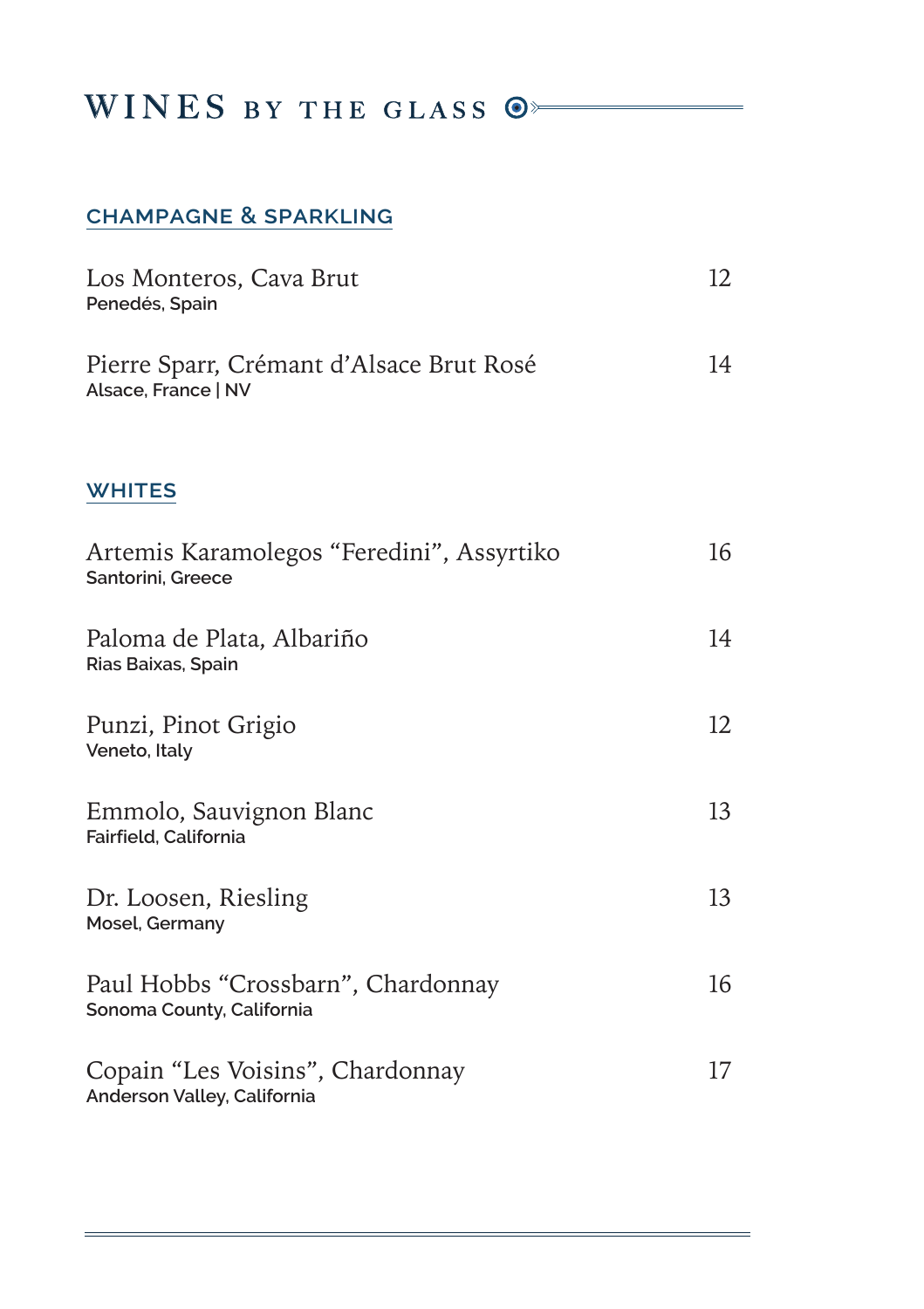# WINES BY THE GLASS

## CHAMPAGNE & SPARKLING

Los Monteros, Cava Brut — 12
Penedès, Spain

Pierre Sparr, Crémant d'Alsace Brut Rosé — 14
Alsace, France | NV

## WHITES

Artemis Karamolegos "Feredini", Assyrtiko — 16
Santorini, Greece

Paloma de Plata, Albariño — 14
Rias Baixas, Spain

Punzi, Pinot Grigio — 12
Veneto, Italy

Emmolo, Sauvignon Blanc — 13
Fairfield, California

Dr. Loosen, Riesling — 13
Mosel, Germany

Paul Hobbs "Crossbarn", Chardonnay — 16
Sonoma County, California

Copain "Les Voisins", Chardonnay — 17
Anderson Valley, California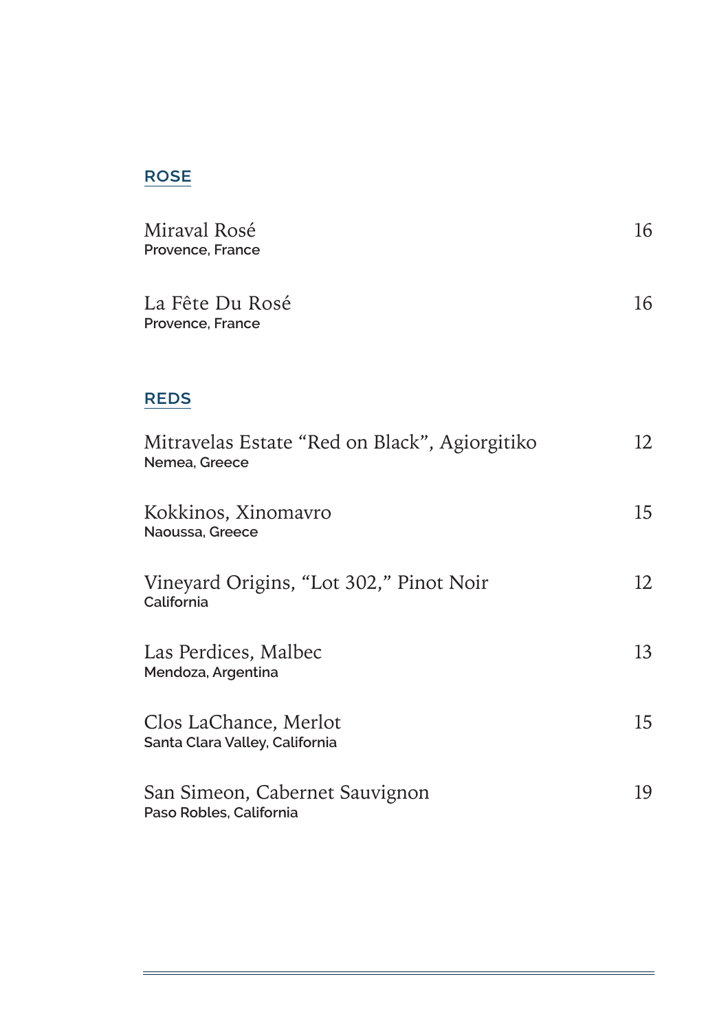## ROSE

Miraval Rosé — 16
Provence, France

La Fête Du Rosé — 16
Provence, France

## REDS

Mitravelas Estate “Red on Black”, Agiorgitiko — 12
Nemea, Greece

Kokkinos, Xinomavro — 15
Naoussa, Greece

Vineyard Origins, “Lot 302,” Pinot Noir — 12
California

Las Perdices, Malbec — 13
Mendoza, Argentina

Clos LaChance, Merlot — 15
Santa Clara Valley, California

San Simeon, Cabernet Sauvignon — 19
Paso Robles, California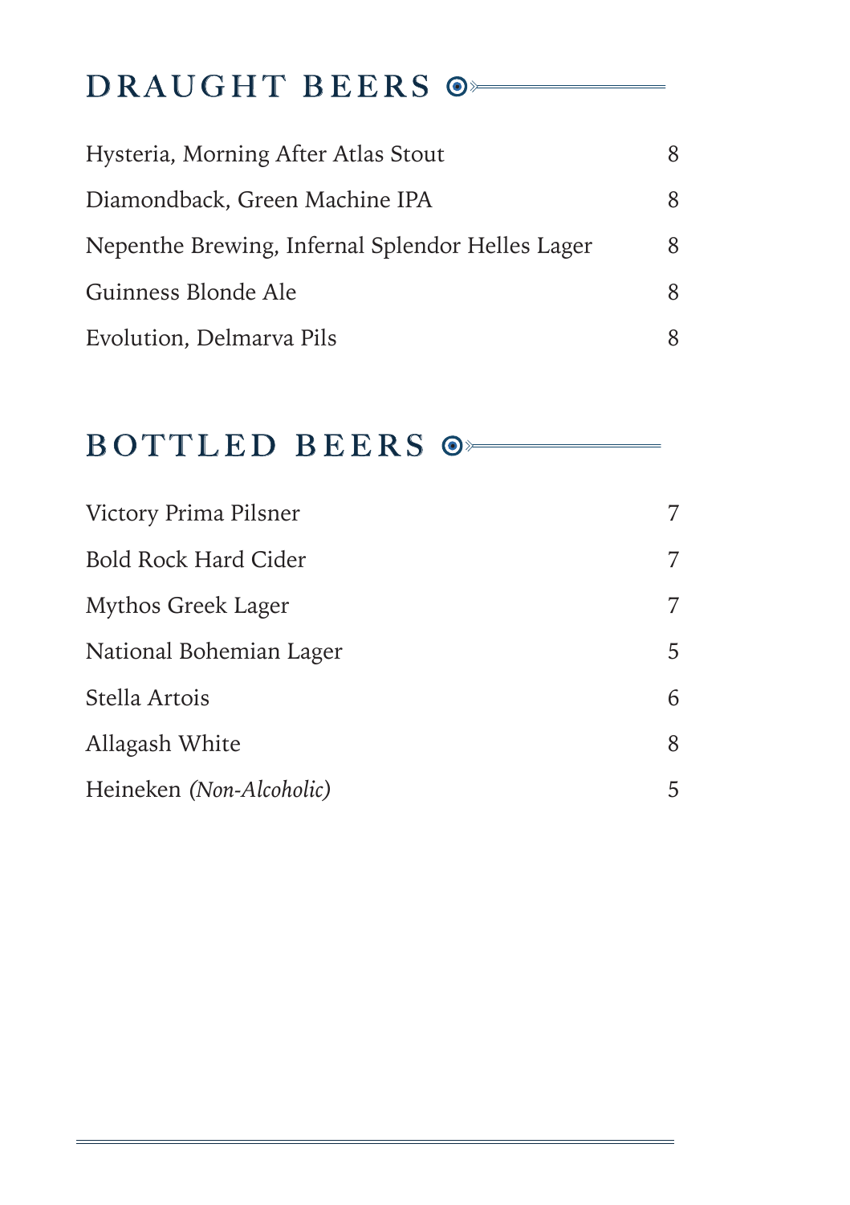## DRAUGHT BEERS

| | |
|---|---|
| Hysteria, Morning After Atlas Stout | 8 |
| Diamondback, Green Machine IPA | 8 |
| Nepenthe Brewing, Infernal Splendor Helles Lager | 8 |
| Guinness Blonde Ale | 8 |
| Evolution, Delmarva Pils | 8 |

## BOTTLED BEERS

| | |
|---|---|
| Victory Prima Pilsner | 7 |
| Bold Rock Hard Cider | 7 |
| Mythos Greek Lager | 7 |
| National Bohemian Lager | 5 |
| Stella Artois | 6 |
| Allagash White | 8 |
| Heineken *(Non-Alcoholic)* | 5 |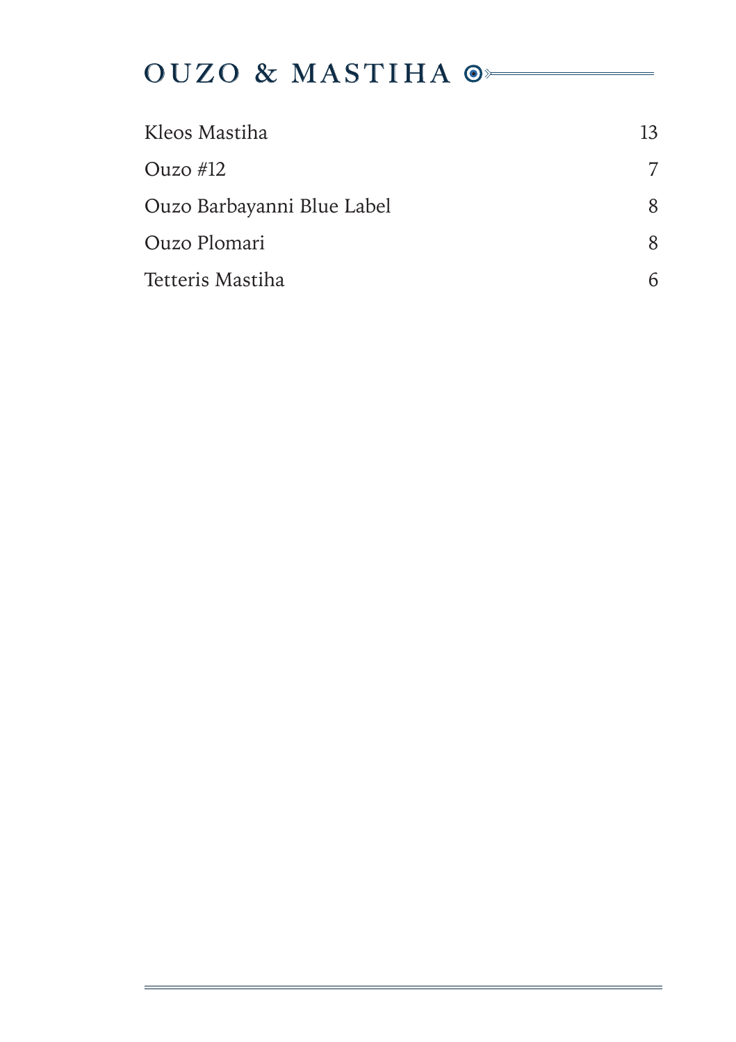# OUZO & MASTIHA

| | |
|---|---|
| Kleos Mastiha | 13 |
| Ouzo #12 | 7 |
| Ouzo Barbayanni Blue Label | 8 |
| Ouzo Plomari | 8 |
| Tetteris Mastiha | 6 |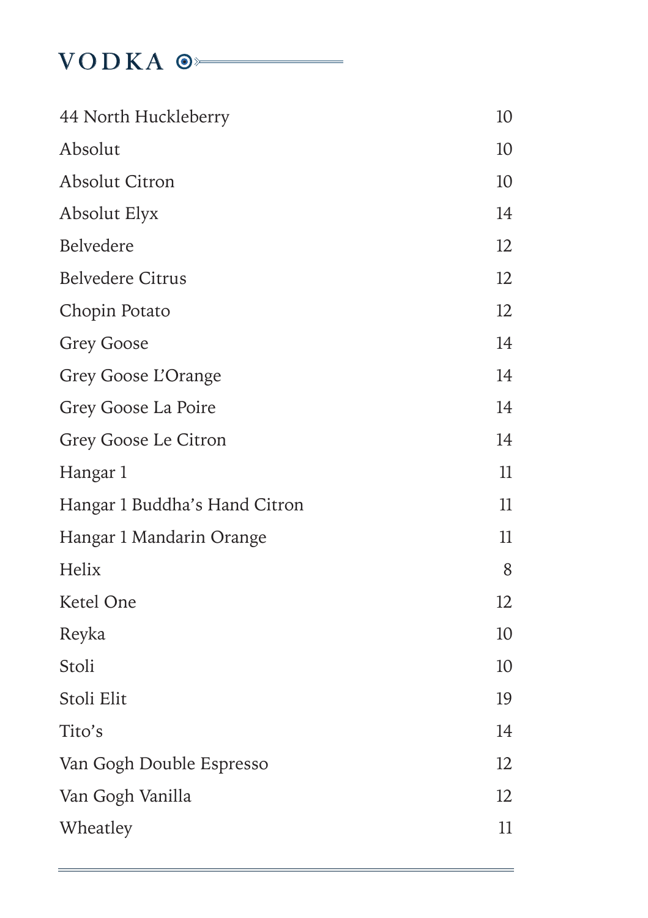# VODKA

| | |
|---|---|
| 44 North Huckleberry | 10 |
| Absolut | 10 |
| Absolut Citron | 10 |
| Absolut Elyx | 14 |
| Belvedere | 12 |
| Belvedere Citrus | 12 |
| Chopin Potato | 12 |
| Grey Goose | 14 |
| Grey Goose L'Orange | 14 |
| Grey Goose La Poire | 14 |
| Grey Goose Le Citron | 14 |
| Hangar 1 | 11 |
| Hangar 1 Buddha's Hand Citron | 11 |
| Hangar 1 Mandarin Orange | 11 |
| Helix | 8 |
| Ketel One | 12 |
| Reyka | 10 |
| Stoli | 10 |
| Stoli Elit | 19 |
| Tito's | 14 |
| Van Gogh Double Espresso | 12 |
| Van Gogh Vanilla | 12 |
| Wheatley | 11 |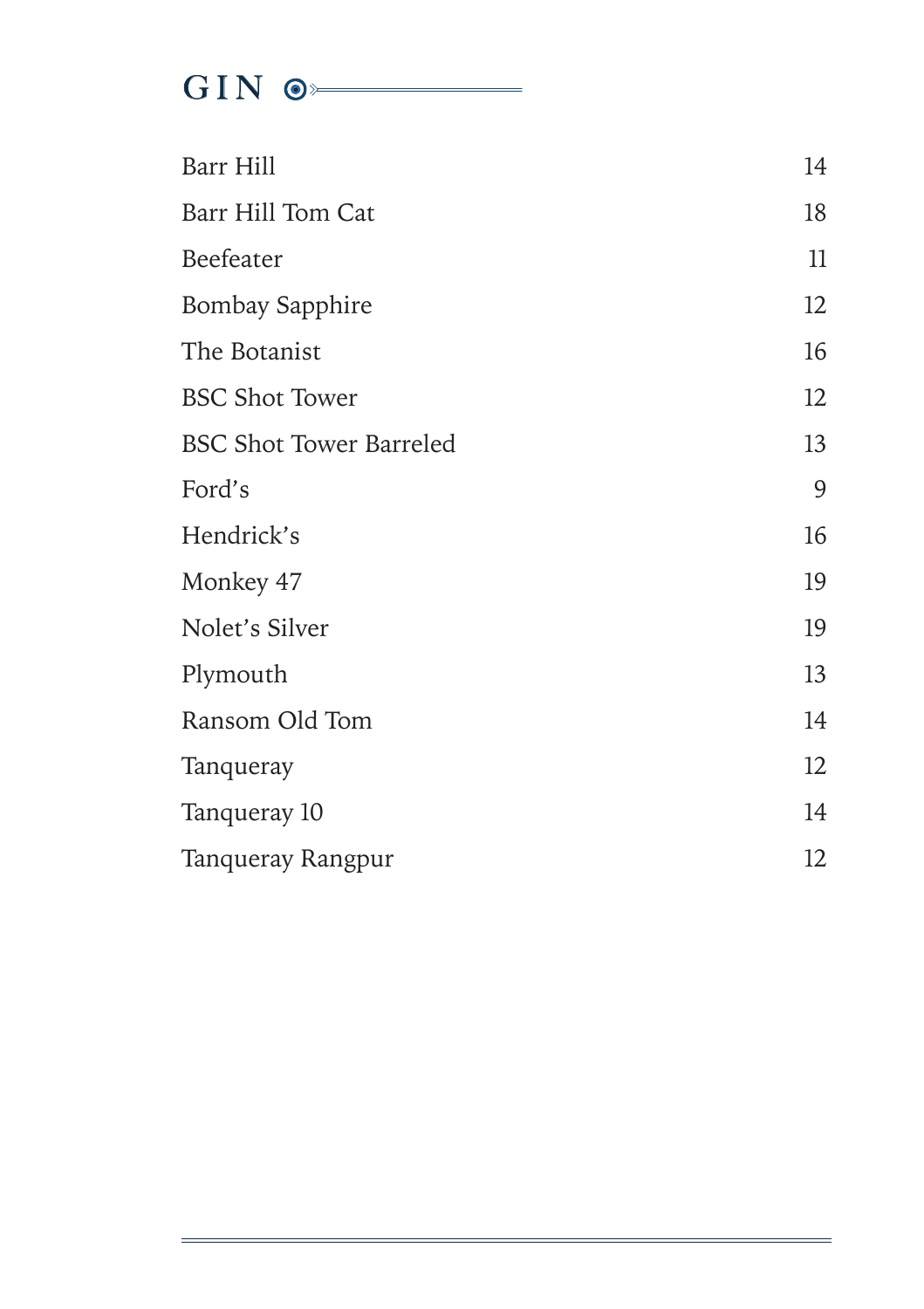# GIN

| | |
|---|---|
| Barr Hill | 14 |
| Barr Hill Tom Cat | 18 |
| Beefeater | 11 |
| Bombay Sapphire | 12 |
| The Botanist | 16 |
| BSC Shot Tower | 12 |
| BSC Shot Tower Barreled | 13 |
| Ford’s | 9 |
| Hendrick’s | 16 |
| Monkey 47 | 19 |
| Nolet’s Silver | 19 |
| Plymouth | 13 |
| Ransom Old Tom | 14 |
| Tanqueray | 12 |
| Tanqueray 10 | 14 |
| Tanqueray Rangpur | 12 |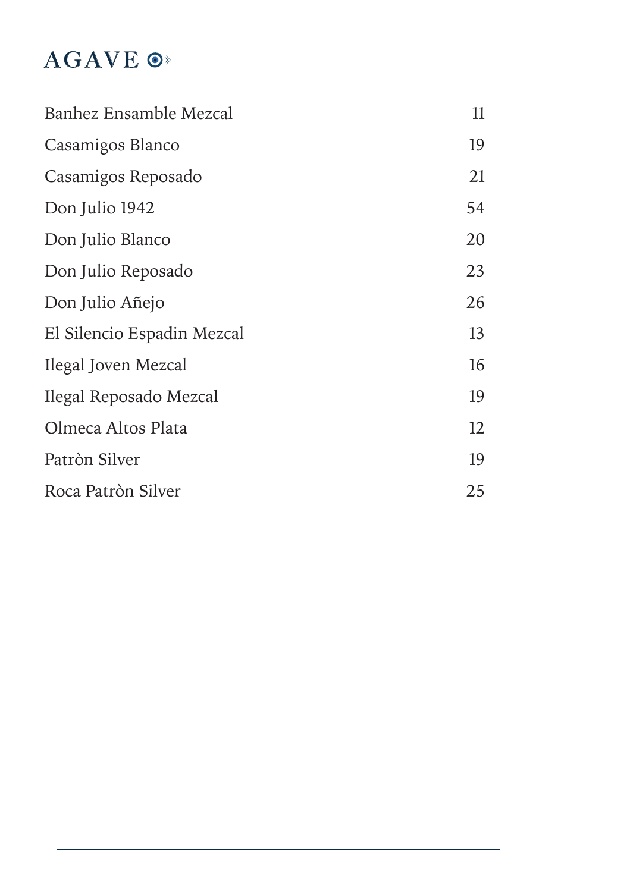# AGAVE

| | |
|---|---|
| Banhez Ensamble Mezcal | 11 |
| Casamigos Blanco | 19 |
| Casamigos Reposado | 21 |
| Don Julio 1942 | 54 |
| Don Julio Blanco | 20 |
| Don Julio Reposado | 23 |
| Don Julio Añejo | 26 |
| El Silencio Espadin Mezcal | 13 |
| Ilegal Joven Mezcal | 16 |
| Ilegal Reposado Mezcal | 19 |
| Olmeca Altos Plata | 12 |
| Patròn Silver | 19 |
| Roca Patròn Silver | 25 |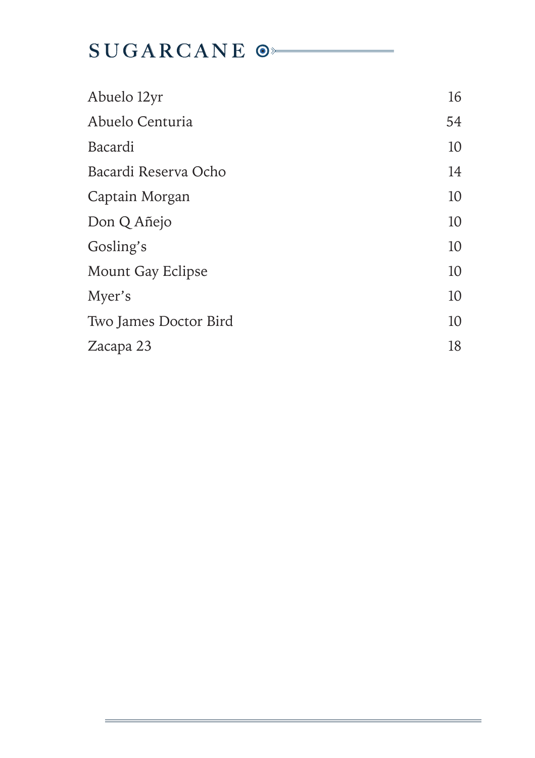# SUGARCANE

| | |
|---|---|
| Abuelo 12yr | 16 |
| Abuelo Centuria | 54 |
| Bacardi | 10 |
| Bacardi Reserva Ocho | 14 |
| Captain Morgan | 10 |
| Don Q Añejo | 10 |
| Gosling's | 10 |
| Mount Gay Eclipse | 10 |
| Myer's | 10 |
| Two James Doctor Bird | 10 |
| Zacapa 23 | 18 |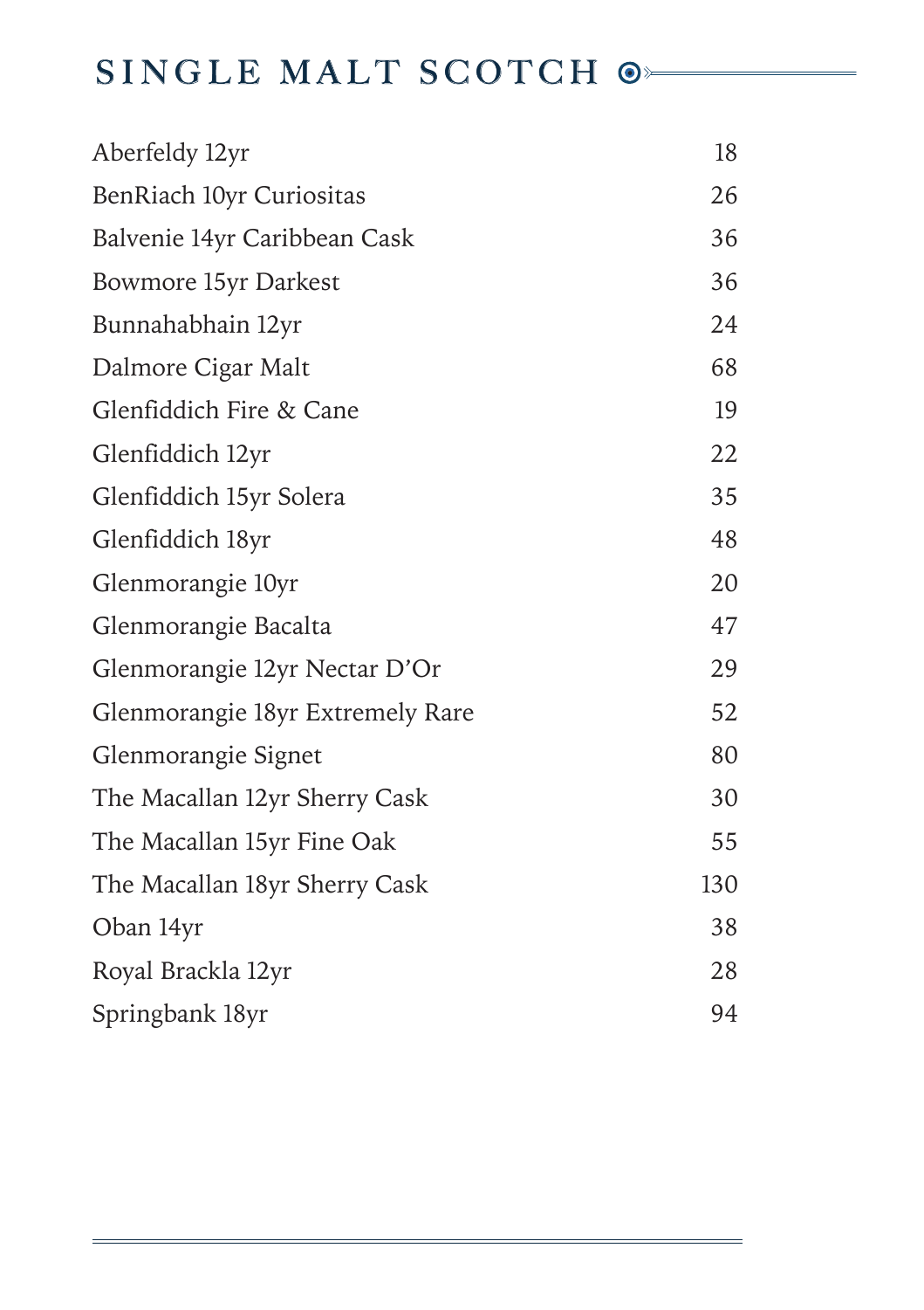# SINGLE MALT SCOTCH

| | |
|---|---|
| Aberfeldy 12yr | 18 |
| BenRiach 10yr Curiositas | 26 |
| Balvenie 14yr Caribbean Cask | 36 |
| Bowmore 15yr Darkest | 36 |
| Bunnahabhain 12yr | 24 |
| Dalmore Cigar Malt | 68 |
| Glenfiddich Fire & Cane | 19 |
| Glenfiddich 12yr | 22 |
| Glenfiddich 15yr Solera | 35 |
| Glenfiddich 18yr | 48 |
| Glenmorangie 10yr | 20 |
| Glenmorangie Bacalta | 47 |
| Glenmorangie 12yr Nectar D'Or | 29 |
| Glenmorangie 18yr Extremely Rare | 52 |
| Glenmorangie Signet | 80 |
| The Macallan 12yr Sherry Cask | 30 |
| The Macallan 15yr Fine Oak | 55 |
| The Macallan 18yr Sherry Cask | 130 |
| Oban 14yr | 38 |
| Royal Brackla 12yr | 28 |
| Springbank 18yr | 94 |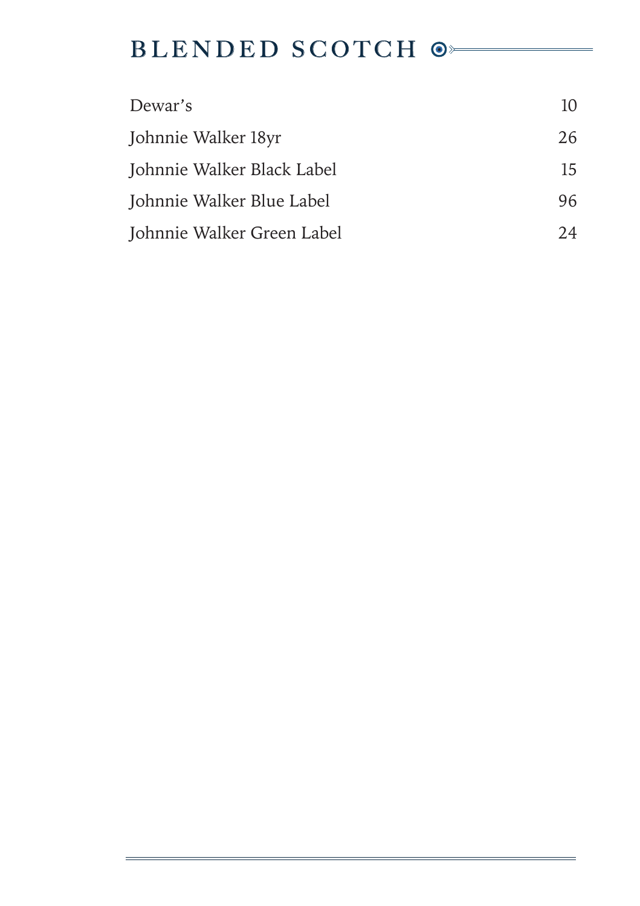# BLENDED SCOTCH

| | |
|---|---|
| Dewar's | 10 |
| Johnnie Walker 18yr | 26 |
| Johnnie Walker Black Label | 15 |
| Johnnie Walker Blue Label | 96 |
| Johnnie Walker Green Label | 24 |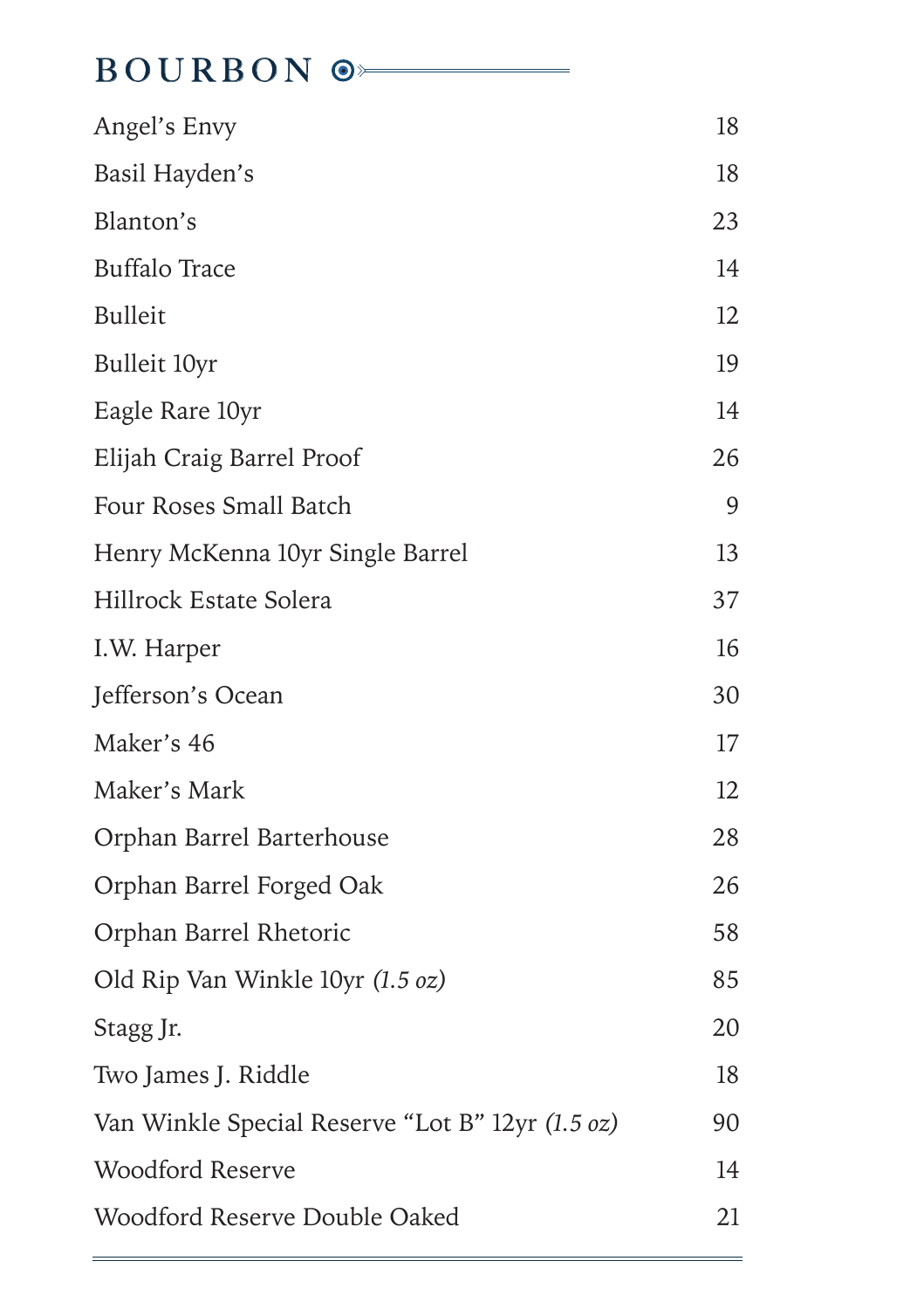## BOURBON

| | |
|---|---|
| Angel's Envy | 18 |
| Basil Hayden's | 18 |
| Blanton's | 23 |
| Buffalo Trace | 14 |
| Bulleit | 12 |
| Bulleit 10yr | 19 |
| Eagle Rare 10yr | 14 |
| Elijah Craig Barrel Proof | 26 |
| Four Roses Small Batch | 9 |
| Henry McKenna 10yr Single Barrel | 13 |
| Hillrock Estate Solera | 37 |
| I.W. Harper | 16 |
| Jefferson's Ocean | 30 |
| Maker's 46 | 17 |
| Maker's Mark | 12 |
| Orphan Barrel Barterhouse | 28 |
| Orphan Barrel Forged Oak | 26 |
| Orphan Barrel Rhetoric | 58 |
| Old Rip Van Winkle 10yr *(1.5 oz)* | 85 |
| Stagg Jr. | 20 |
| Two James J. Riddle | 18 |
| Van Winkle Special Reserve "Lot B" 12yr *(1.5 oz)* | 90 |
| Woodford Reserve | 14 |
| Woodford Reserve Double Oaked | 21 |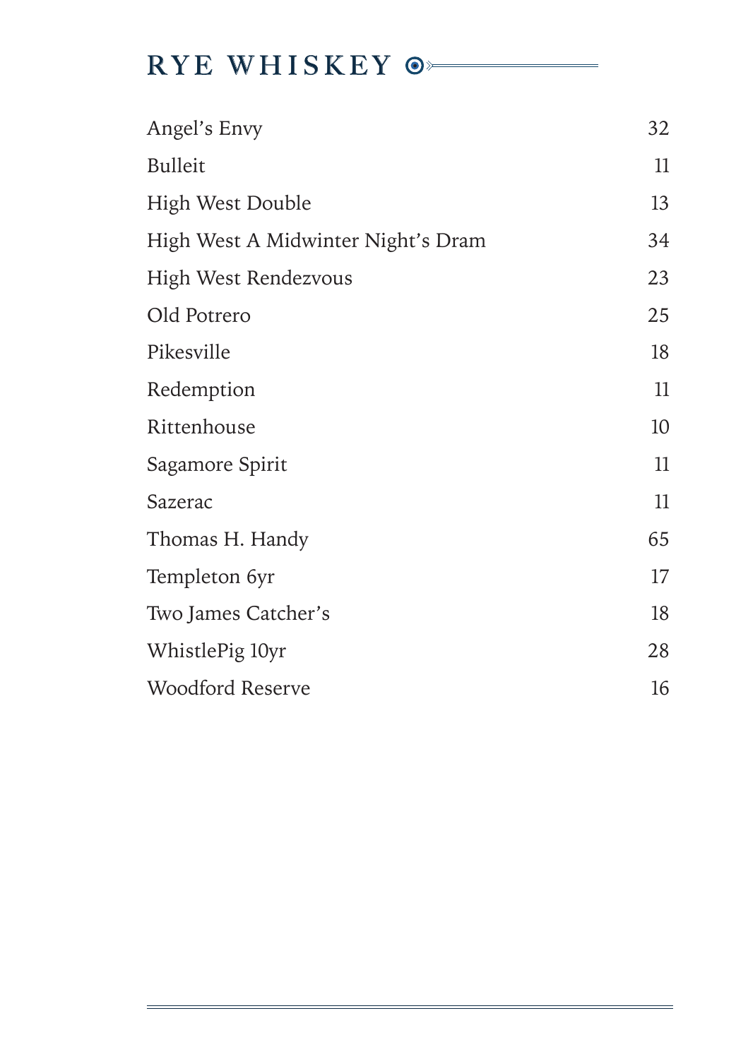# RYE WHISKEY

| | |
|---|---|
| Angel's Envy | 32 |
| Bulleit | 11 |
| High West Double | 13 |
| High West A Midwinter Night's Dram | 34 |
| High West Rendezvous | 23 |
| Old Potrero | 25 |
| Pikesville | 18 |
| Redemption | 11 |
| Rittenhouse | 10 |
| Sagamore Spirit | 11 |
| Sazerac | 11 |
| Thomas H. Handy | 65 |
| Templeton 6yr | 17 |
| Two James Catcher's | 18 |
| WhistlePig 10yr | 28 |
| Woodford Reserve | 16 |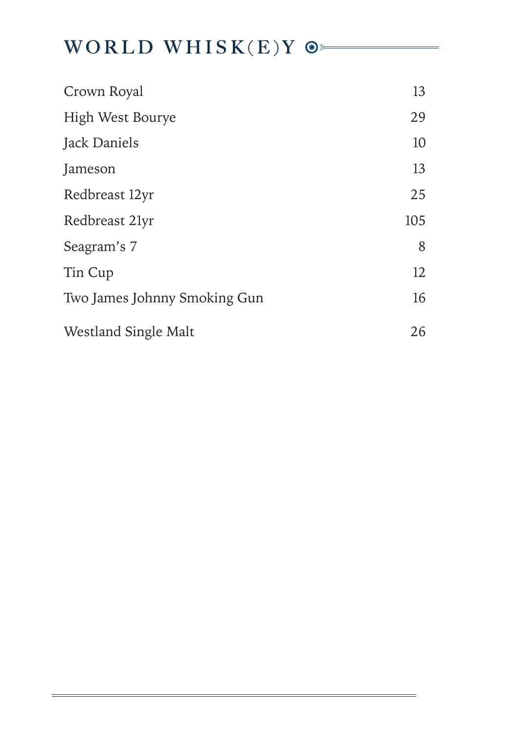# WORLD WHISK(E)Y

| Item | Price |
| --- | --- |
| Crown Royal | 13 |
| High West Bourye | 29 |
| Jack Daniels | 10 |
| Jameson | 13 |
| Redbreast 12yr | 25 |
| Redbreast 21yr | 105 |
| Seagram's 7 | 8 |
| Tin Cup | 12 |
| Two James Johnny Smoking Gun | 16 |
| Westland Single Malt | 26 |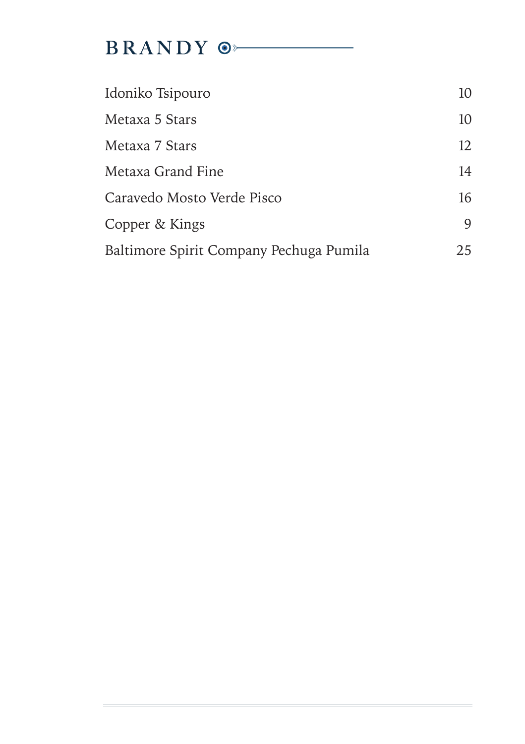# BRANDY

| | |
|---|---|
| Idoniko Tsipouro | 10 |
| Metaxa 5 Stars | 10 |
| Metaxa 7 Stars | 12 |
| Metaxa Grand Fine | 14 |
| Caravedo Mosto Verde Pisco | 16 |
| Copper & Kings | 9 |
| Baltimore Spirit Company Pechuga Pumila | 25 |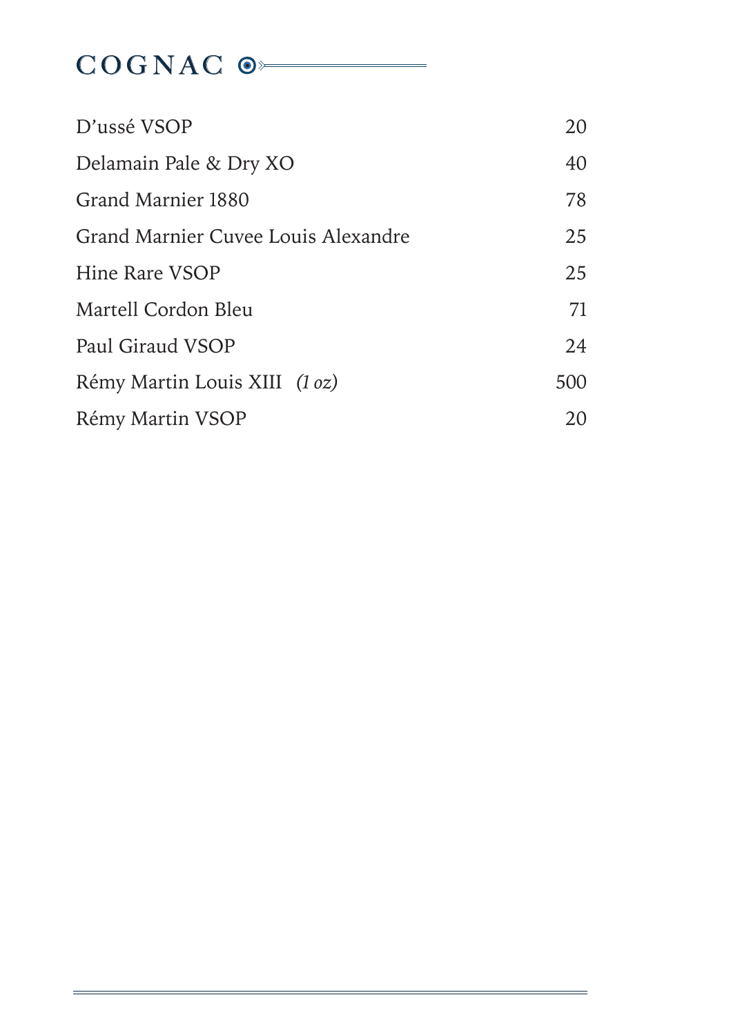# COGNAC

| | |
|---|---|
| D'ussé VSOP | 20 |
| Delamain Pale & Dry XO | 40 |
| Grand Marnier 1880 | 78 |
| Grand Marnier Cuvee Louis Alexandre | 25 |
| Hine Rare VSOP | 25 |
| Martell Cordon Bleu | 71 |
| Paul Giraud VSOP | 24 |
| Rémy Martin Louis XIII *(1 oz)* | 500 |
| Rémy Martin VSOP | 20 |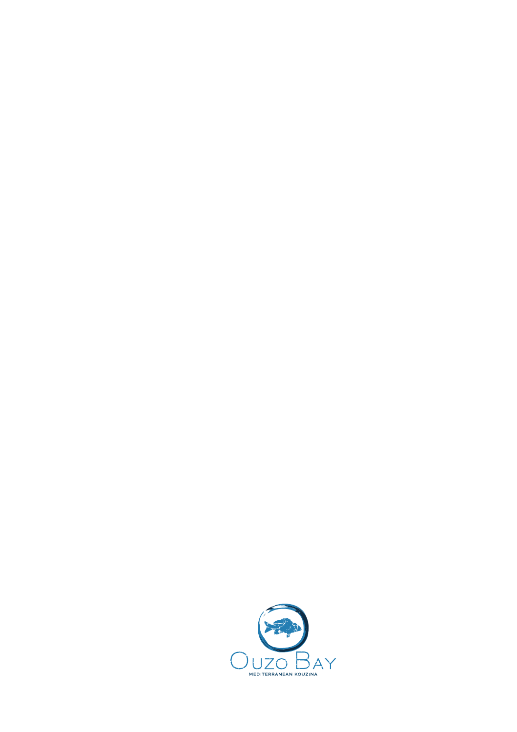OUZO BAY

MEDITERRANEAN KOUZINA